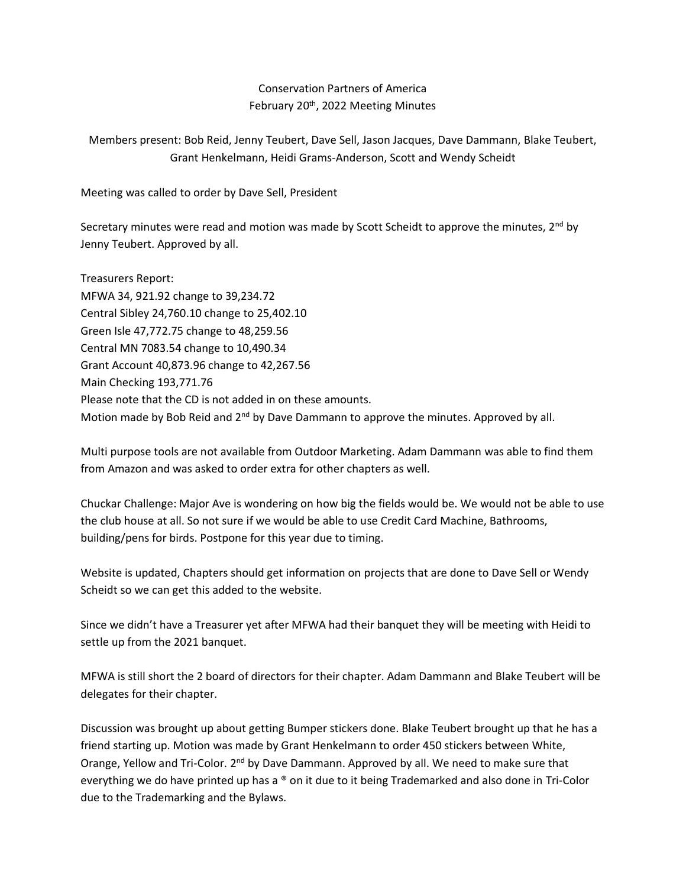Conservation Partners of America

February 20th, 2022 Meeting Minutes

Members present: Bob Reid, Jenny Teubert, Dave Sell, Jason Jacques, Dave Dammann, Blake Teubert, Grant Henkelmann, Heidi Grams-Anderson, Scott and Wendy Scheidt

Meeting was called to order by Dave Sell, President

Secretary minutes were read and motion was made by Scott Scheidt to approve the minutes, 2nd by Jenny Teubert. Approved by all.

Treasurers Report:
MFWA 34, 921.92 change to 39,234.72
Central Sibley 24,760.10 change to 25,402.10
Green Isle 47,772.75 change to 48,259.56
Central MN 7083.54 change to 10,490.34
Grant Account 40,873.96 change to 42,267.56
Main Checking 193,771.76
Please note that the CD is not added in on these amounts.
Motion made by Bob Reid and 2nd by Dave Dammann to approve the minutes. Approved by all.

Multi purpose tools are not available from Outdoor Marketing. Adam Dammann was able to find them from Amazon and was asked to order extra for other chapters as well.

Chuckar Challenge: Major Ave is wondering on how big the fields would be. We would not be able to use the club house at all. So not sure if we would be able to use Credit Card Machine, Bathrooms, building/pens for birds. Postpone for this year due to timing.

Website is updated, Chapters should get information on projects that are done to Dave Sell or Wendy Scheidt so we can get this added to the website.

Since we didn't have a Treasurer yet after MFWA had their banquet they will be meeting with Heidi to settle up from the 2021 banquet.

MFWA is still short the 2 board of directors for their chapter. Adam Dammann and Blake Teubert will be delegates for their chapter.

Discussion was brought up about getting Bumper stickers done. Blake Teubert brought up that he has a friend starting up. Motion was made by Grant Henkelmann to order 450 stickers between White, Orange, Yellow and Tri-Color. 2nd by Dave Dammann. Approved by all. We need to make sure that everything we do have printed up has a ® on it due to it being Trademarked and also done in Tri-Color due to the Trademarking and the Bylaws.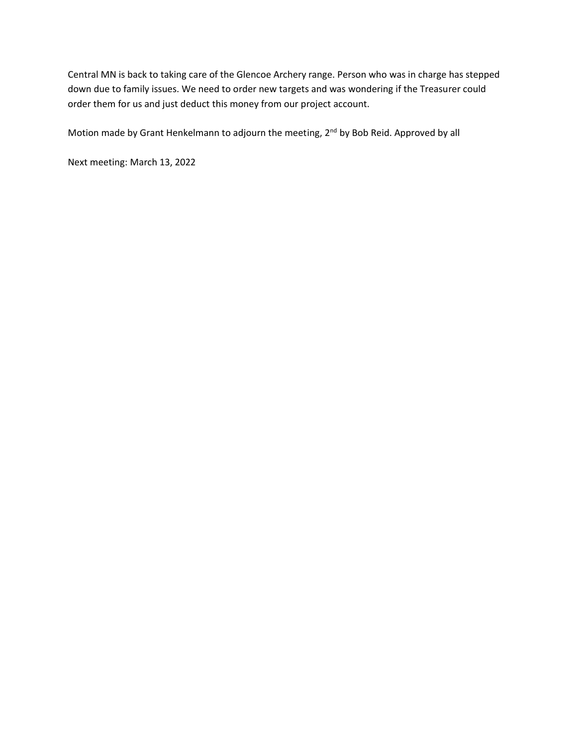Central MN is back to taking care of the Glencoe Archery range. Person who was in charge has stepped down due to family issues. We need to order new targets and was wondering if the Treasurer could order them for us and just deduct this money from our project account.

Motion made by Grant Henkelmann to adjourn the meeting, 2nd by Bob Reid. Approved by all

Next meeting: March 13, 2022